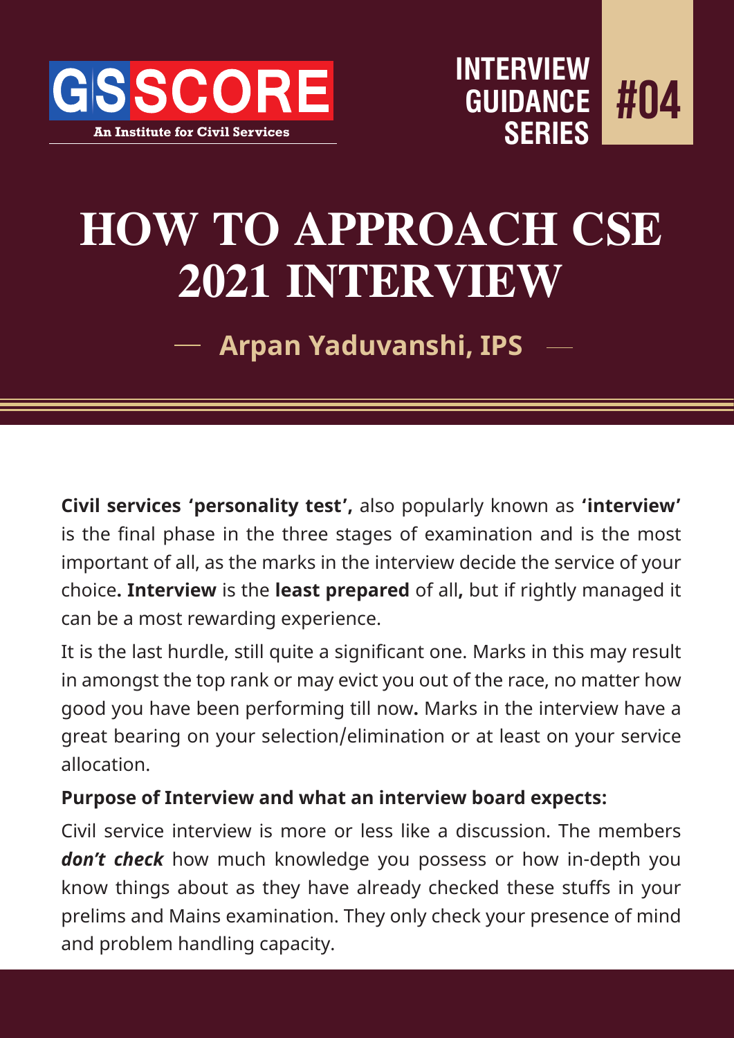GSSCORE
An Institute for Civil Services

INTERVIEW GUIDANCE SERIES #04

# HOW TO APPROACH CSE 2021 INTERVIEW

— Arpan Yaduvanshi, IPS —

**Civil services 'personality test',** also popularly known as **'interview'** is the final phase in the three stages of examination and is the most important of all, as the marks in the interview decide the service of your choice**. Interview** is the **least prepared** of all**,** but if rightly managed it can be a most rewarding experience.

It is the last hurdle, still quite a significant one. Marks in this may result in amongst the top rank or may evict you out of the race, no matter how good you have been performing till now**.** Marks in the interview have a great bearing on your selection/elimination or at least on your service allocation.

**Purpose of Interview and what an interview board expects:**

Civil service interview is more or less like a discussion. The members ***don't check*** how much knowledge you possess or how in-depth you know things about as they have already checked these stuffs in your prelims and Mains examination. They only check your presence of mind and problem handling capacity.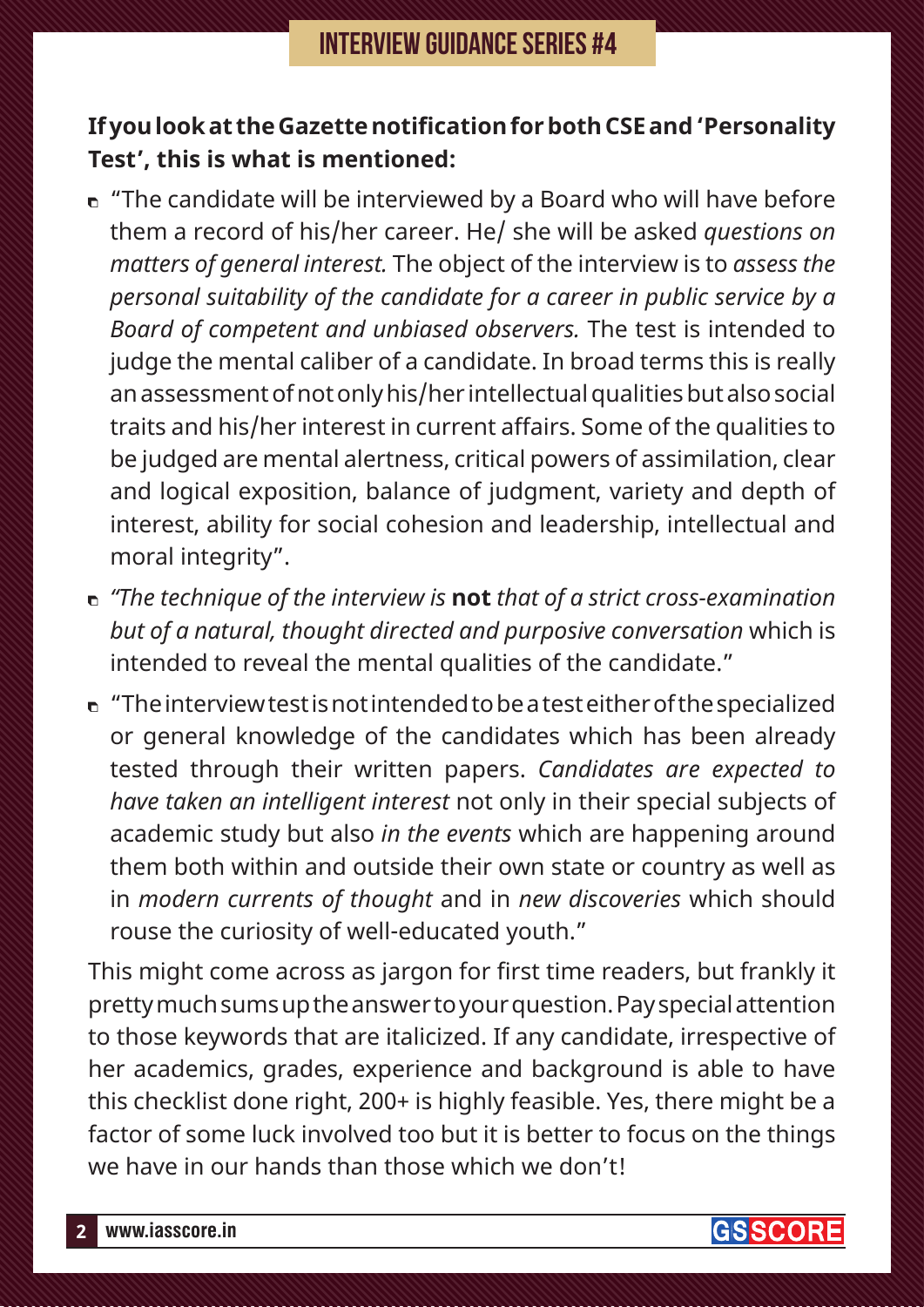**If you look at the Gazette notification for both CSE and 'Personality Test', this is what is mentioned:**

- "The candidate will be interviewed by a Board who will have before them a record of his/her career. He/ she will be asked *questions on matters of general interest.* The object of the interview is to *assess the personal suitability of the candidate for a career in public service by a Board of competent and unbiased observers.* The test is intended to judge the mental caliber of a candidate. In broad terms this is really an assessment of not only his/her intellectual qualities but also social traits and his/her interest in current affairs. Some of the qualities to be judged are mental alertness, critical powers of assimilation, clear and logical exposition, balance of judgment, variety and depth of interest, ability for social cohesion and leadership, intellectual and moral integrity".
- *"The technique of the interview is* **not** *that of a strict cross-examination but of a natural, thought directed and purposive conversation* which is intended to reveal the mental qualities of the candidate."
- "The interview test is not intended to be a test either of the specialized or general knowledge of the candidates which has been already tested through their written papers. *Candidates are expected to have taken an intelligent interest* not only in their special subjects of academic study but also *in the events* which are happening around them both within and outside their own state or country as well as in *modern currents of thought* and in *new discoveries* which should rouse the curiosity of well-educated youth."

This might come across as jargon for first time readers, but frankly it pretty much sums up the answer to your question. Pay special attention to those keywords that are italicized. If any candidate, irrespective of her academics, grades, experience and background is able to have this checklist done right, 200+ is highly feasible. Yes, there might be a factor of some luck involved too but it is better to focus on the things we have in our hands than those which we don't!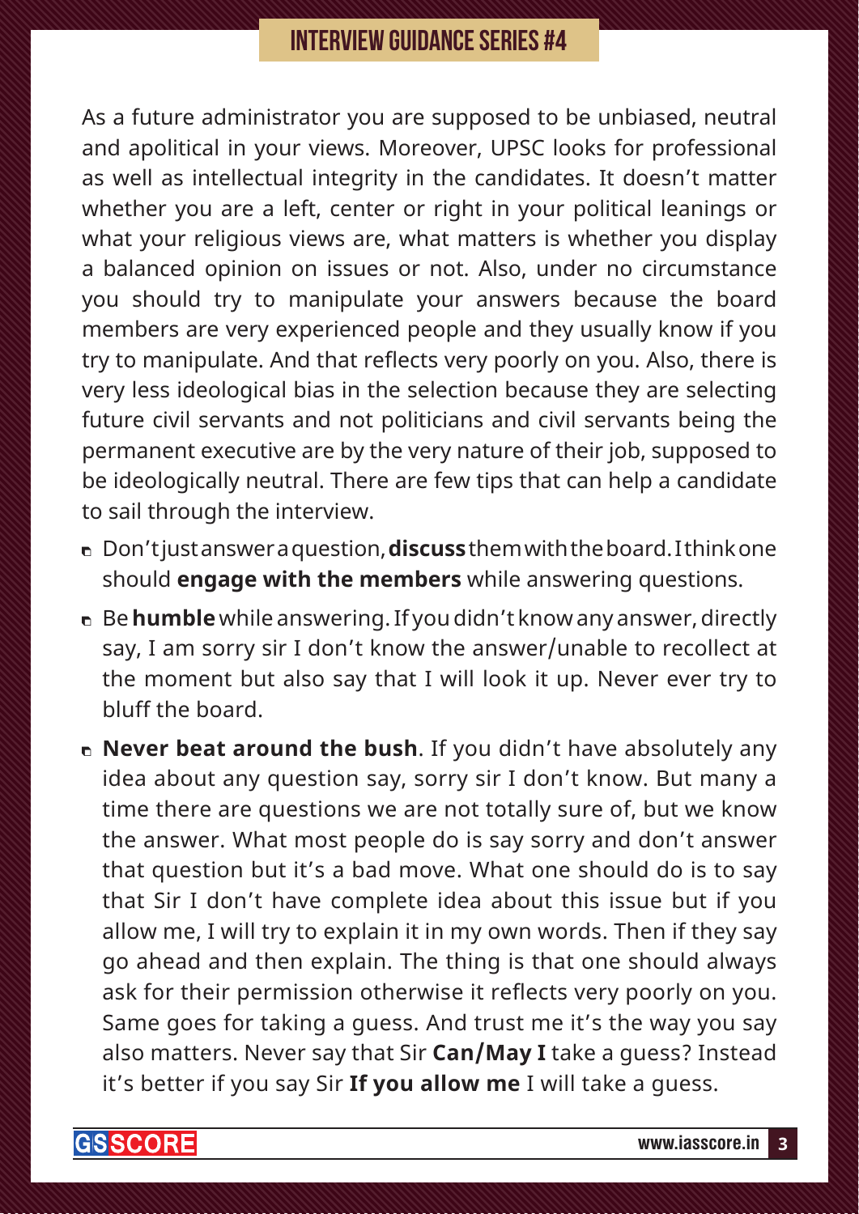As a future administrator you are supposed to be unbiased, neutral and apolitical in your views. Moreover, UPSC looks for professional as well as intellectual integrity in the candidates. It doesn't matter whether you are a left, center or right in your political leanings or what your religious views are, what matters is whether you display a balanced opinion on issues or not. Also, under no circumstance you should try to manipulate your answers because the board members are very experienced people and they usually know if you try to manipulate. And that reflects very poorly on you. Also, there is very less ideological bias in the selection because they are selecting future civil servants and not politicians and civil servants being the permanent executive are by the very nature of their job, supposed to be ideologically neutral. There are few tips that can help a candidate to sail through the interview.

- Don't just answer a question, **discuss** them with the board. I think one should **engage with the members** while answering questions.
- Be **humble** while answering. If you didn't know any answer, directly say, I am sorry sir I don't know the answer/unable to recollect at the moment but also say that I will look it up. Never ever try to bluff the board.
- **Never beat around the bush**. If you didn't have absolutely any idea about any question say, sorry sir I don't know. But many a time there are questions we are not totally sure of, but we know the answer. What most people do is say sorry and don't answer that question but it's a bad move. What one should do is to say that Sir I don't have complete idea about this issue but if you allow me, I will try to explain it in my own words. Then if they say go ahead and then explain. The thing is that one should always ask for their permission otherwise it reflects very poorly on you. Same goes for taking a guess. And trust me it's the way you say also matters. Never say that Sir **Can/May I** take a guess? Instead it's better if you say Sir **If you allow me** I will take a guess.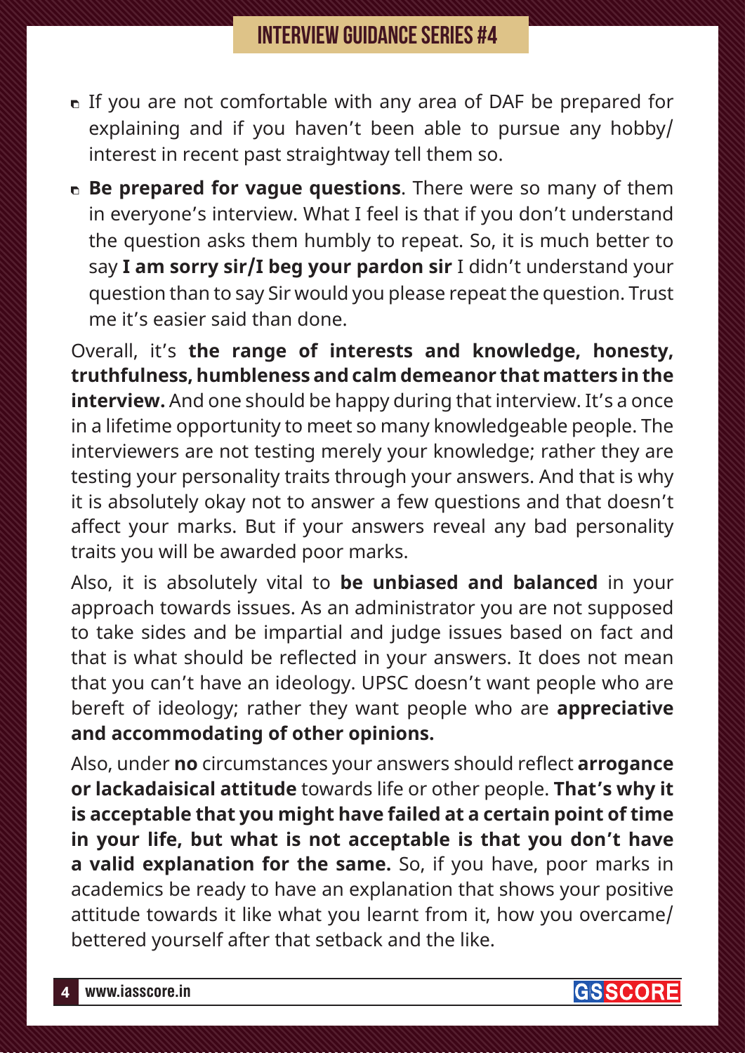- If you are not comfortable with any area of DAF be prepared for explaining and if you haven't been able to pursue any hobby/ interest in recent past straightway tell them so.
- **Be prepared for vague questions**. There were so many of them in everyone's interview. What I feel is that if you don't understand the question asks them humbly to repeat. So, it is much better to say **I am sorry sir/I beg your pardon sir** I didn't understand your question than to say Sir would you please repeat the question. Trust me it's easier said than done.

Overall, it's **the range of interests and knowledge, honesty, truthfulness, humbleness and calm demeanor that matters in the interview.** And one should be happy during that interview. It's a once in a lifetime opportunity to meet so many knowledgeable people. The interviewers are not testing merely your knowledge; rather they are testing your personality traits through your answers. And that is why it is absolutely okay not to answer a few questions and that doesn't affect your marks. But if your answers reveal any bad personality traits you will be awarded poor marks.

Also, it is absolutely vital to **be unbiased and balanced** in your approach towards issues. As an administrator you are not supposed to take sides and be impartial and judge issues based on fact and that is what should be reflected in your answers. It does not mean that you can't have an ideology. UPSC doesn't want people who are bereft of ideology; rather they want people who are **appreciative and accommodating of other opinions.**

Also, under **no** circumstances your answers should reflect **arrogance or lackadaisical attitude** towards life or other people. **That's why it is acceptable that you might have failed at a certain point of time in your life, but what is not acceptable is that you don't have a valid explanation for the same.** So, if you have, poor marks in academics be ready to have an explanation that shows your positive attitude towards it like what you learnt from it, how you overcame/ bettered yourself after that setback and the like.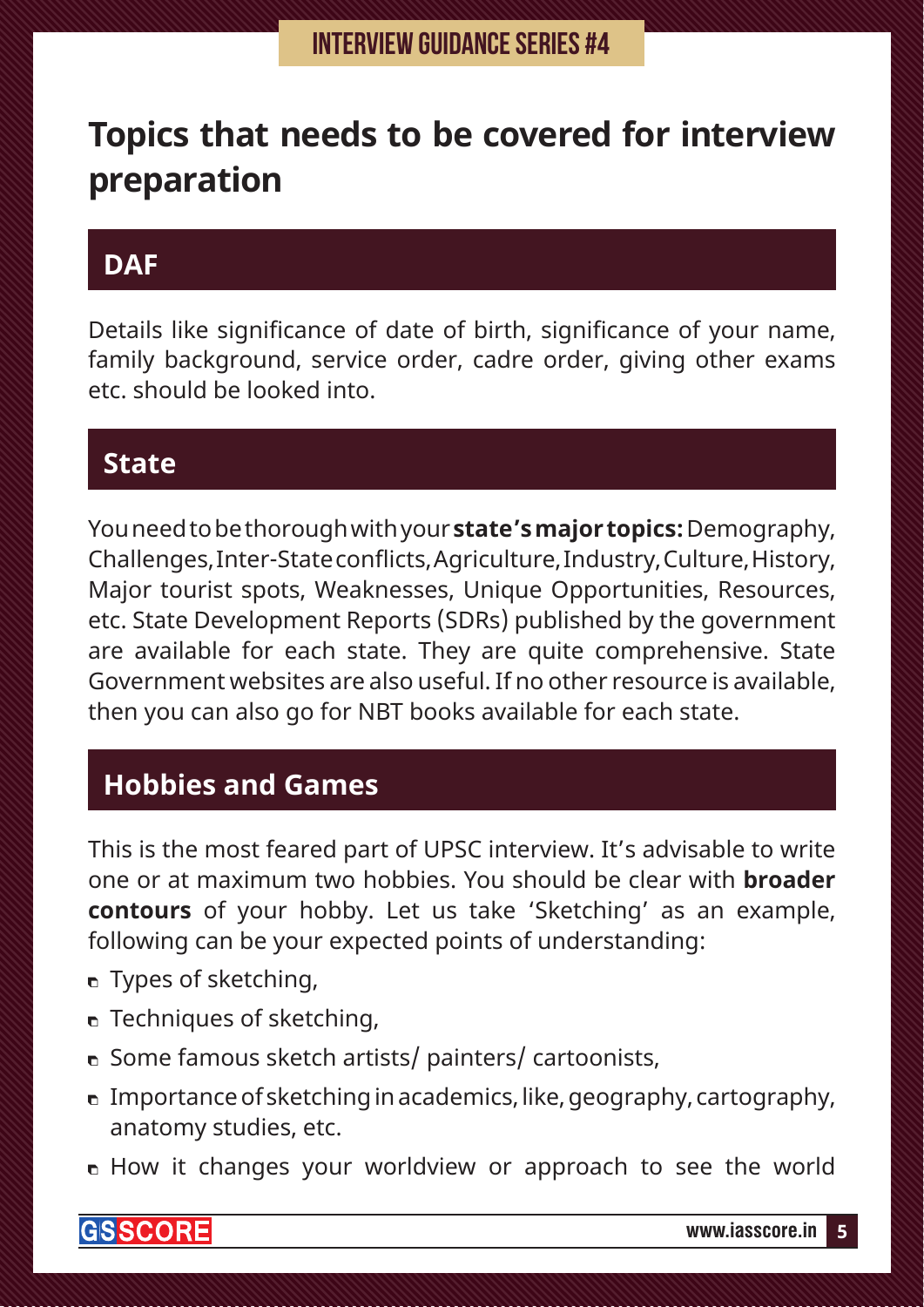# Topics that needs to be covered for interview preparation

## DAF

Details like significance of date of birth, significance of your name, family background, service order, cadre order, giving other exams etc. should be looked into.

## State

You need to be thorough with your **state's major topics:** Demography, Challenges, Inter-State conflicts, Agriculture, Industry, Culture, History, Major tourist spots, Weaknesses, Unique Opportunities, Resources, etc. State Development Reports (SDRs) published by the government are available for each state. They are quite comprehensive. State Government websites are also useful. If no other resource is available, then you can also go for NBT books available for each state.

## Hobbies and Games

This is the most feared part of UPSC interview. It's advisable to write one or at maximum two hobbies. You should be clear with **broader contours** of your hobby. Let us take 'Sketching' as an example, following can be your expected points of understanding:

- Types of sketching,
- Techniques of sketching,
- Some famous sketch artists/ painters/ cartoonists,
- Importance of sketching in academics, like, geography, cartography, anatomy studies, etc.
- How it changes your worldview or approach to see the world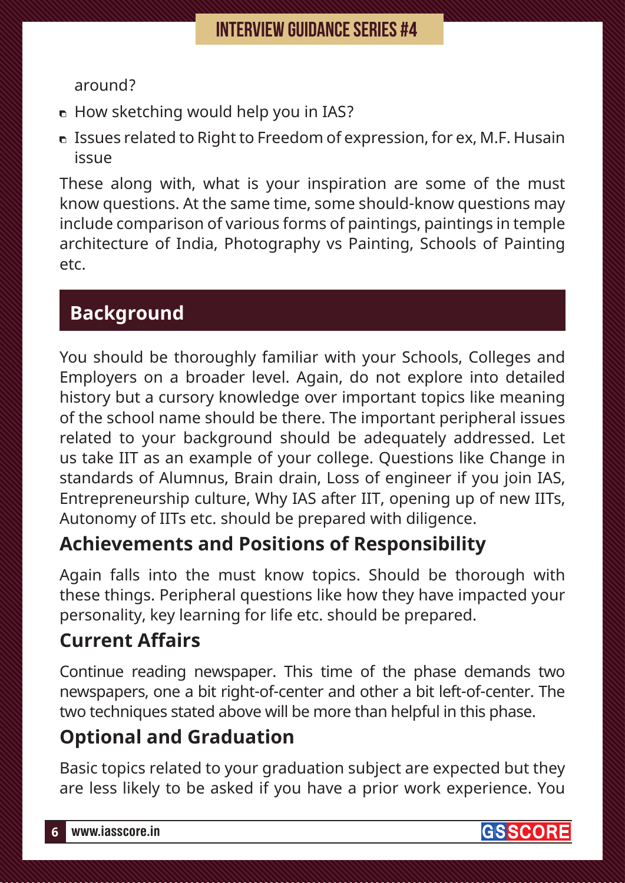around?

- How sketching would help you in IAS?
- Issues related to Right to Freedom of expression, for ex, M.F. Husain issue

These along with, what is your inspiration are some of the must know questions. At the same time, some should-know questions may include comparison of various forms of paintings, paintings in temple architecture of India, Photography vs Painting, Schools of Painting etc.

## Background

You should be thoroughly familiar with your Schools, Colleges and Employers on a broader level. Again, do not explore into detailed history but a cursory knowledge over important topics like meaning of the school name should be there. The important peripheral issues related to your background should be adequately addressed. Let us take IIT as an example of your college. Questions like Change in standards of Alumnus, Brain drain, Loss of engineer if you join IAS, Entrepreneurship culture, Why IAS after IIT, opening up of new IITs, Autonomy of IITs etc. should be prepared with diligence.

### Achievements and Positions of Responsibility

Again falls into the must know topics. Should be thorough with these things. Peripheral questions like how they have impacted your personality, key learning for life etc. should be prepared.

### Current Affairs

Continue reading newspaper. This time of the phase demands two newspapers, one a bit right-of-center and other a bit left-of-center. The two techniques stated above will be more than helpful in this phase.

### Optional and Graduation

Basic topics related to your graduation subject are expected but they are less likely to be asked if you have a prior work experience. You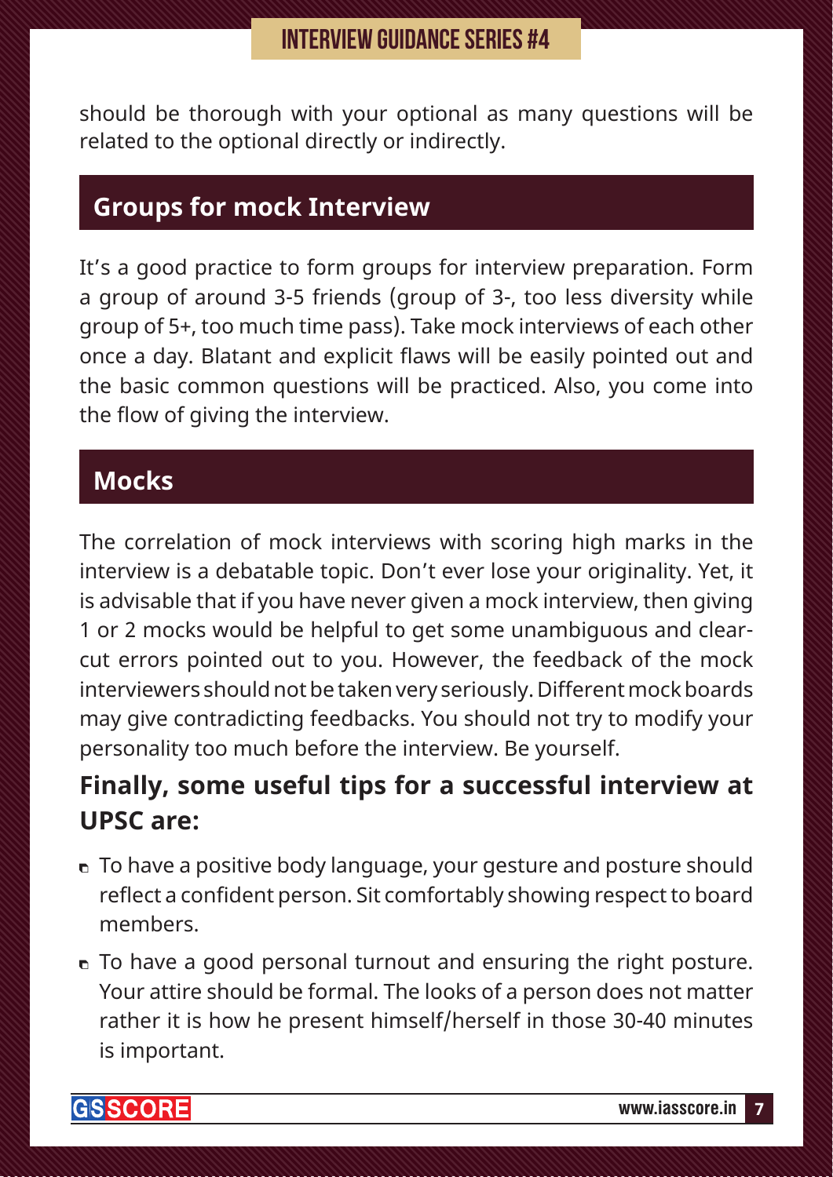should be thorough with your optional as many questions will be related to the optional directly or indirectly.

## Groups for mock Interview

It's a good practice to form groups for interview preparation. Form a group of around 3-5 friends (group of 3-, too less diversity while group of 5+, too much time pass). Take mock interviews of each other once a day. Blatant and explicit flaws will be easily pointed out and the basic common questions will be practiced. Also, you come into the flow of giving the interview.

## Mocks

The correlation of mock interviews with scoring high marks in the interview is a debatable topic. Don't ever lose your originality. Yet, it is advisable that if you have never given a mock interview, then giving 1 or 2 mocks would be helpful to get some unambiguous and clear-cut errors pointed out to you. However, the feedback of the mock interviewers should not be taken very seriously. Different mock boards may give contradicting feedbacks. You should not try to modify your personality too much before the interview. Be yourself.

### Finally, some useful tips for a successful interview at UPSC are:

- To have a positive body language, your gesture and posture should reflect a confident person. Sit comfortably showing respect to board members.
- To have a good personal turnout and ensuring the right posture. Your attire should be formal. The looks of a person does not matter rather it is how he present himself/herself in those 30-40 minutes is important.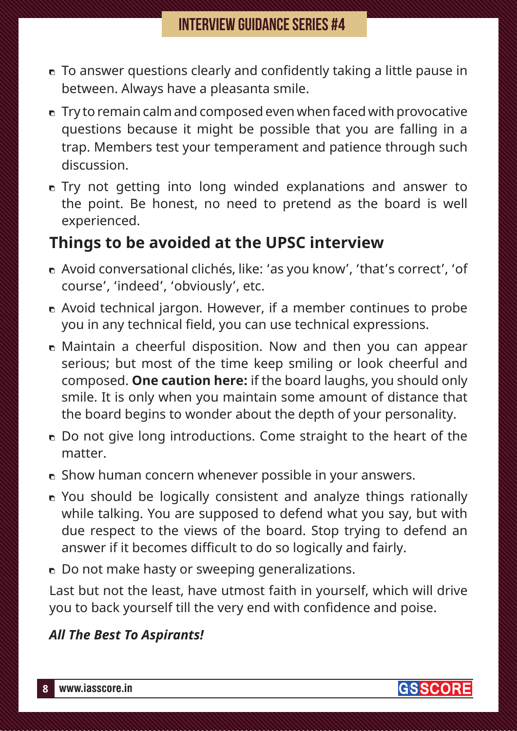- To answer questions clearly and confidently taking a little pause in between. Always have a pleasanta smile.
- Try to remain calm and composed even when faced with provocative questions because it might be possible that you are falling in a trap. Members test your temperament and patience through such discussion.
- Try not getting into long winded explanations and answer to the point. Be honest, no need to pretend as the board is well experienced.

## Things to be avoided at the UPSC interview

- Avoid conversational clichés, like: 'as you know', 'that's correct', 'of course', 'indeed', 'obviously', etc.
- Avoid technical jargon. However, if a member continues to probe you in any technical field, you can use technical expressions.
- Maintain a cheerful disposition. Now and then you can appear serious; but most of the time keep smiling or look cheerful and composed. **One caution here:** if the board laughs, you should only smile. It is only when you maintain some amount of distance that the board begins to wonder about the depth of your personality.
- Do not give long introductions. Come straight to the heart of the matter.
- Show human concern whenever possible in your answers.
- You should be logically consistent and analyze things rationally while talking. You are supposed to defend what you say, but with due respect to the views of the board. Stop trying to defend an answer if it becomes difficult to do so logically and fairly.
- Do not make hasty or sweeping generalizations.

Last but not the least, have utmost faith in yourself, which will drive you to back yourself till the very end with confidence and poise.

***All The Best To Aspirants!***